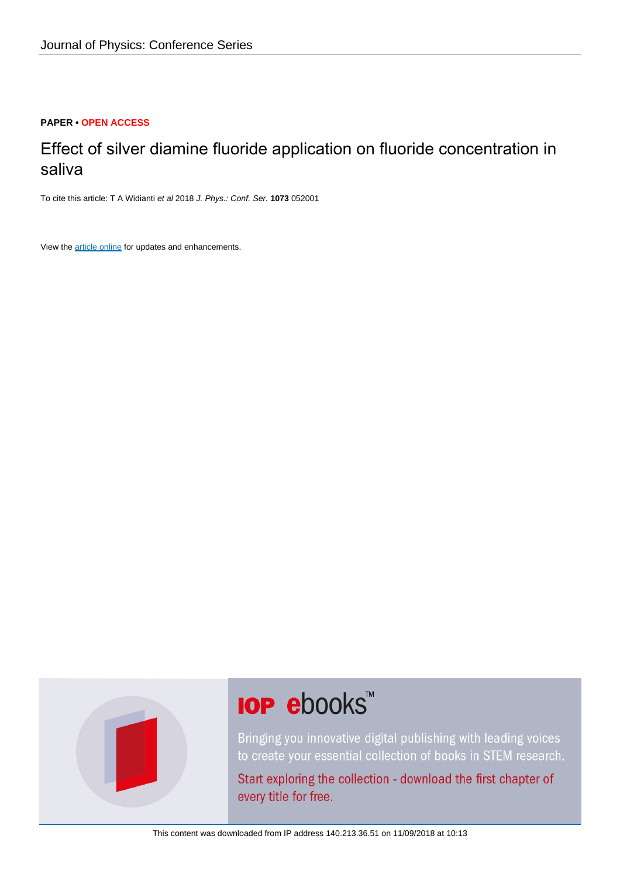Journal of Physics: Conference Series

**PAPER** • **OPEN ACCESS**

# Effect of silver diamine fluoride application on fluoride concentration in saliva

To cite this article: T A Widianti *et al* 2018 *J. Phys.: Conf. Ser.* **1073** 052001

View the article online for updates and enhancements.

**IOP ebooks™**

Bringing you innovative digital publishing with leading voices to create your essential collection of books in STEM research.

Start exploring the collection - download the first chapter of every title for free.

This content was downloaded from IP address 140.213.36.51 on 11/09/2018 at 10:13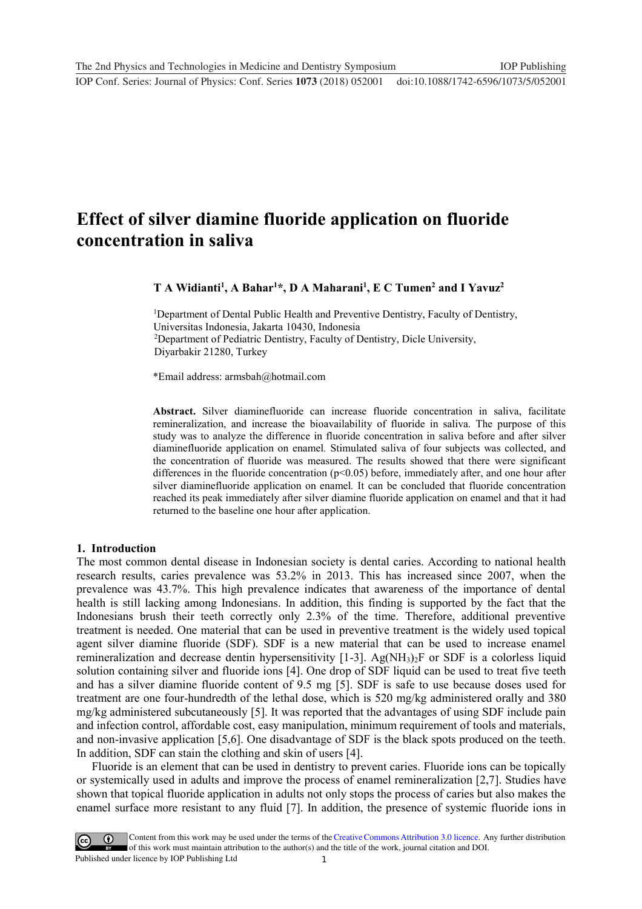# Effect of silver diamine fluoride application on fluoride concentration in saliva

**T A Widianti[1], A Bahar[1]*, D A Maharani[1], E C Tumen[2] and I Yavuz[2]**

[1]Department of Dental Public Health and Preventive Dentistry, Faculty of Dentistry, Universitas Indonesia, Jakarta 10430, Indonesia
[2]Department of Pediatric Dentistry, Faculty of Dentistry, Dicle University, Diyarbakir 21280, Turkey

*Email address: armsbah@hotmail.com

**Abstract.** Silver diaminefluoride can increase fluoride concentration in saliva, facilitate remineralization, and increase the bioavailability of fluoride in saliva. The purpose of this study was to analyze the difference in fluoride concentration in saliva before and after silver diaminefluoride application on enamel. Stimulated saliva of four subjects was collected, and the concentration of fluoride was measured. The results showed that there were significant differences in the fluoride concentration ($p<0.05$) before, immediately after, and one hour after silver diaminefluoride application on enamel. It can be concluded that fluoride concentration reached its peak immediately after silver diamine fluoride application on enamel and that it had returned to the baseline one hour after application.

## 1. Introduction

The most common dental disease in Indonesian society is dental caries. According to national health research results, caries prevalence was 53.2% in 2013. This has increased since 2007, when the prevalence was 43.7%. This high prevalence indicates that awareness of the importance of dental health is still lacking among Indonesians. In addition, this finding is supported by the fact that the Indonesians brush their teeth correctly only 2.3% of the time. Therefore, additional preventive treatment is needed. One material that can be used in preventive treatment is the widely used topical agent silver diamine fluoride (SDF). SDF is a new material that can be used to increase enamel remineralization and decrease dentin hypersensitivity [1-3]. $Ag(NH_3)_2F$ or SDF is a colorless liquid solution containing silver and fluoride ions [4]. One drop of SDF liquid can be used to treat five teeth and has a silver diamine fluoride content of 9.5 mg [5]. SDF is safe to use because doses used for treatment are one four-hundredth of the lethal dose, which is 520 mg/kg administered orally and 380 mg/kg administered subcutaneously [5]. It was reported that the advantages of using SDF include pain and infection control, affordable cost, easy manipulation, minimum requirement of tools and materials, and non-invasive application [5,6]. One disadvantage of SDF is the black spots produced on the teeth. In addition, SDF can stain the clothing and skin of users [4].

Fluoride is an element that can be used in dentistry to prevent caries. Fluoride ions can be topically or systemically used in adults and improve the process of enamel remineralization [2,7]. Studies have shown that topical fluoride application in adults not only stops the process of caries but also makes the enamel surface more resistant to any fluid [7]. In addition, the presence of systemic fluoride ions in

Content from this work may be used under the terms of the Creative Commons Attribution 3.0 licence. Any further distribution of this work must maintain attribution to the author(s) and the title of the work, journal citation and DOI.
Published under licence by IOP Publishing Ltd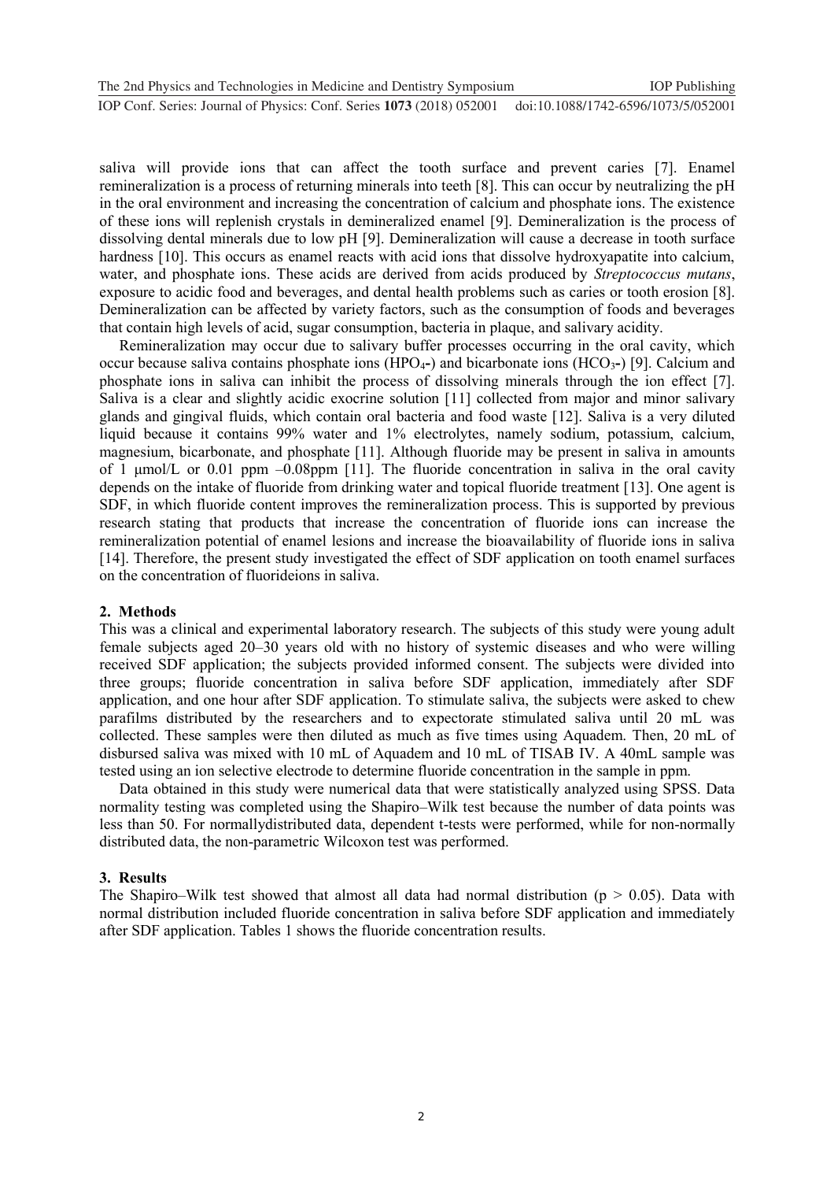saliva will provide ions that can affect the tooth surface and prevent caries [7]. Enamel remineralization is a process of returning minerals into teeth [8]. This can occur by neutralizing the pH in the oral environment and increasing the concentration of calcium and phosphate ions. The existence of these ions will replenish crystals in demineralized enamel [9]. Demineralization is the process of dissolving dental minerals due to low pH [9]. Demineralization will cause a decrease in tooth surface hardness [10]. This occurs as enamel reacts with acid ions that dissolve hydroxyapatite into calcium, water, and phosphate ions. These acids are derived from acids produced by *Streptococcus mutans*, exposure to acidic food and beverages, and dental health problems such as caries or tooth erosion [8]. Demineralization can be affected by variety factors, such as the consumption of foods and beverages that contain high levels of acid, sugar consumption, bacteria in plaque, and salivary acidity.

Remineralization may occur due to salivary buffer processes occurring in the oral cavity, which occur because saliva contains phosphate ions ($HPO_4$-) and bicarbonate ions ($HCO_3$-) [9]. Calcium and phosphate ions in saliva can inhibit the process of dissolving minerals through the ion effect [7]. Saliva is a clear and slightly acidic exocrine solution [11] collected from major and minor salivary glands and gingival fluids, which contain oral bacteria and food waste [12]. Saliva is a very diluted liquid because it contains 99% water and 1% electrolytes, namely sodium, potassium, calcium, magnesium, bicarbonate, and phosphate [11]. Although fluoride may be present in saliva in amounts of 1 μmol/L or 0.01 ppm –0.08ppm [11]. The fluoride concentration in saliva in the oral cavity depends on the intake of fluoride from drinking water and topical fluoride treatment [13]. One agent is SDF, in which fluoride content improves the remineralization process. This is supported by previous research stating that products that increase the concentration of fluoride ions can increase the remineralization potential of enamel lesions and increase the bioavailability of fluoride ions in saliva [14]. Therefore, the present study investigated the effect of SDF application on tooth enamel surfaces on the concentration of fluorideions in saliva.

## 2. Methods

This was a clinical and experimental laboratory research. The subjects of this study were young adult female subjects aged 20–30 years old with no history of systemic diseases and who were willing received SDF application; the subjects provided informed consent. The subjects were divided into three groups; fluoride concentration in saliva before SDF application, immediately after SDF application, and one hour after SDF application. To stimulate saliva, the subjects were asked to chew parafilms distributed by the researchers and to expectorate stimulated saliva until 20 mL was collected. These samples were then diluted as much as five times using Aquadem. Then, 20 mL of disbursed saliva was mixed with 10 mL of Aquadem and 10 mL of TISAB IV. A 40mL sample was tested using an ion selective electrode to determine fluoride concentration in the sample in ppm.

Data obtained in this study were numerical data that were statistically analyzed using SPSS. Data normality testing was completed using the Shapiro–Wilk test because the number of data points was less than 50. For normallydistributed data, dependent t-tests were performed, while for non-normally distributed data, the non-parametric Wilcoxon test was performed.

## 3. Results

The Shapiro–Wilk test showed that almost all data had normal distribution ($p > 0.05$). Data with normal distribution included fluoride concentration in saliva before SDF application and immediately after SDF application. Tables 1 shows the fluoride concentration results.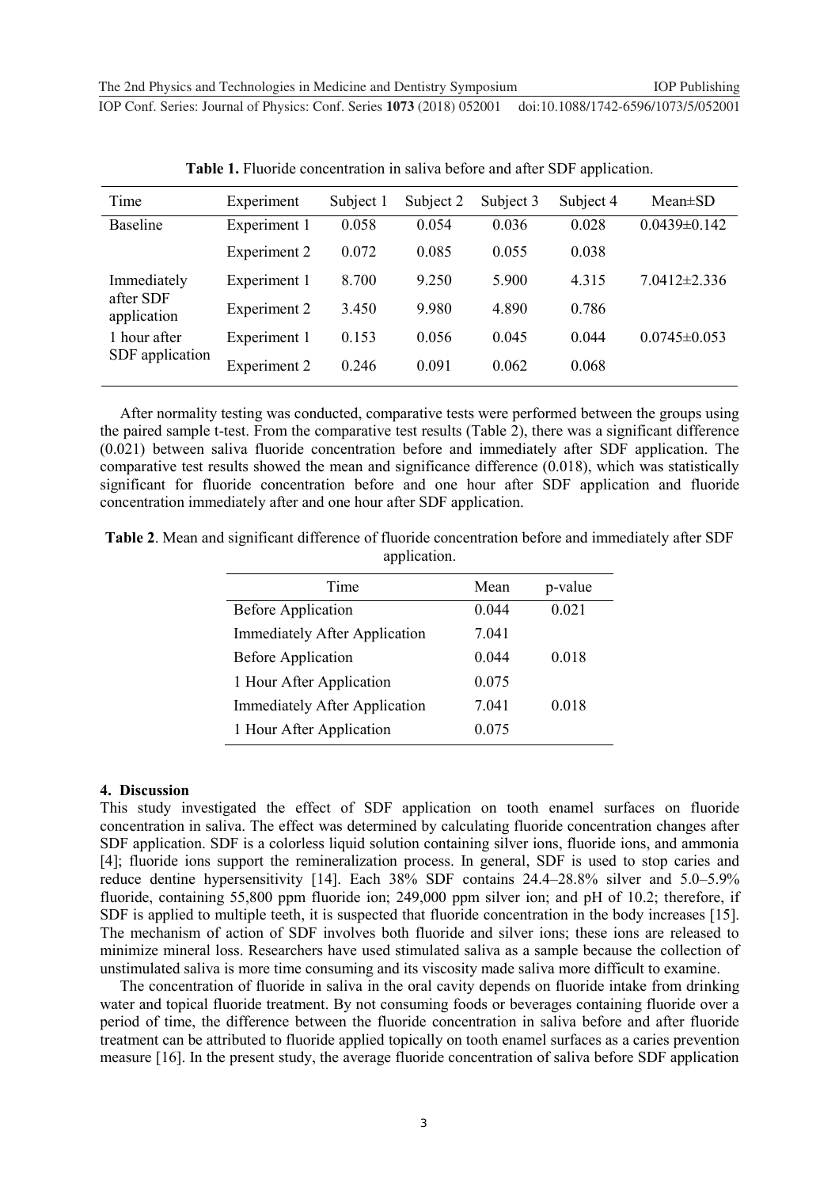**Table 1.** Fluoride concentration in saliva before and after SDF application.

| Time | Experiment | Subject 1 | Subject 2 | Subject 3 | Subject 4 | Mean±SD |
|---|---|---|---|---|---|---|
| Baseline | Experiment 1 | 0.058 | 0.054 | 0.036 | 0.028 | 0.0439±0.142 |
| | Experiment 2 | 0.072 | 0.085 | 0.055 | 0.038 | |
| Immediately after SDF application | Experiment 1 | 8.700 | 9.250 | 5.900 | 4.315 | 7.0412±2.336 |
| | Experiment 2 | 3.450 | 9.980 | 4.890 | 0.786 | |
| 1 hour after SDF application | Experiment 1 | 0.153 | 0.056 | 0.045 | 0.044 | 0.0745±0.053 |
| | Experiment 2 | 0.246 | 0.091 | 0.062 | 0.068 | |

After normality testing was conducted, comparative tests were performed between the groups using the paired sample t-test. From the comparative test results (Table 2), there was a significant difference (0.021) between saliva fluoride concentration before and immediately after SDF application. The comparative test results showed the mean and significance difference (0.018), which was statistically significant for fluoride concentration before and one hour after SDF application and fluoride concentration immediately after and one hour after SDF application.

**Table 2**. Mean and significant difference of fluoride concentration before and immediately after SDF application.

| Time | Mean | p-value |
|---|---|---|
| Before Application | 0.044 | 0.021 |
| Immediately After Application | 7.041 | |
| Before Application | 0.044 | 0.018 |
| 1 Hour After Application | 0.075 | |
| Immediately After Application | 7.041 | 0.018 |
| 1 Hour After Application | 0.075 | |

## 4. Discussion

This study investigated the effect of SDF application on tooth enamel surfaces on fluoride concentration in saliva. The effect was determined by calculating fluoride concentration changes after SDF application. SDF is a colorless liquid solution containing silver ions, fluoride ions, and ammonia [4]; fluoride ions support the remineralization process. In general, SDF is used to stop caries and reduce dentine hypersensitivity [14]. Each 38% SDF contains 24.4–28.8% silver and 5.0–5.9% fluoride, containing 55,800 ppm fluoride ion; 249,000 ppm silver ion; and pH of 10.2; therefore, if SDF is applied to multiple teeth, it is suspected that fluoride concentration in the body increases [15]. The mechanism of action of SDF involves both fluoride and silver ions; these ions are released to minimize mineral loss. Researchers have used stimulated saliva as a sample because the collection of unstimulated saliva is more time consuming and its viscosity made saliva more difficult to examine.

The concentration of fluoride in saliva in the oral cavity depends on fluoride intake from drinking water and topical fluoride treatment. By not consuming foods or beverages containing fluoride over a period of time, the difference between the fluoride concentration in saliva before and after fluoride treatment can be attributed to fluoride applied topically on tooth enamel surfaces as a caries prevention measure [16]. In the present study, the average fluoride concentration of saliva before SDF application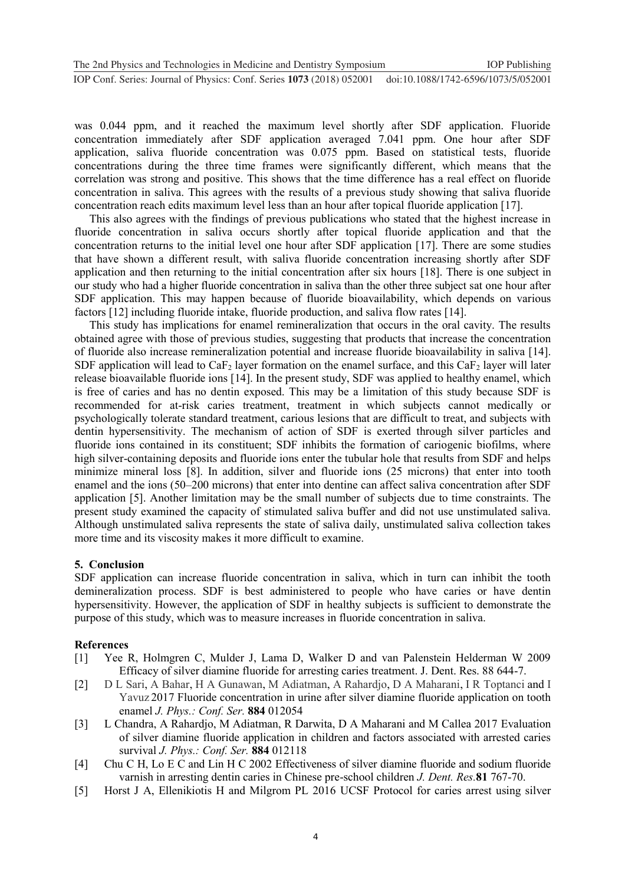was 0.044 ppm, and it reached the maximum level shortly after SDF application. Fluoride concentration immediately after SDF application averaged 7.041 ppm. One hour after SDF application, saliva fluoride concentration was 0.075 ppm. Based on statistical tests, fluoride concentrations during the three time frames were significantly different, which means that the correlation was strong and positive. This shows that the time difference has a real effect on fluoride concentration in saliva. This agrees with the results of a previous study showing that saliva fluoride concentration reach edits maximum level less than an hour after topical fluoride application [17].

This also agrees with the findings of previous publications who stated that the highest increase in fluoride concentration in saliva occurs shortly after topical fluoride application and that the concentration returns to the initial level one hour after SDF application [17]. There are some studies that have shown a different result, with saliva fluoride concentration increasing shortly after SDF application and then returning to the initial concentration after six hours [18]. There is one subject in our study who had a higher fluoride concentration in saliva than the other three subject sat one hour after SDF application. This may happen because of fluoride bioavailability, which depends on various factors [12] including fluoride intake, fluoride production, and saliva flow rates [14].

This study has implications for enamel remineralization that occurs in the oral cavity. The results obtained agree with those of previous studies, suggesting that products that increase the concentration of fluoride also increase remineralization potential and increase fluoride bioavailability in saliva [14]. SDF application will lead to $CaF_2$ layer formation on the enamel surface, and this $CaF_2$ layer will later release bioavailable fluoride ions [14]. In the present study, SDF was applied to healthy enamel, which is free of caries and has no dentin exposed. This may be a limitation of this study because SDF is recommended for at-risk caries treatment, treatment in which subjects cannot medically or psychologically tolerate standard treatment, carious lesions that are difficult to treat, and subjects with dentin hypersensitivity. The mechanism of action of SDF is exerted through silver particles and fluoride ions contained in its constituent; SDF inhibits the formation of cariogenic biofilms, where high silver-containing deposits and fluoride ions enter the tubular hole that results from SDF and helps minimize mineral loss [8]. In addition, silver and fluoride ions (25 microns) that enter into tooth enamel and the ions (50–200 microns) that enter into dentine can affect saliva concentration after SDF application [5]. Another limitation may be the small number of subjects due to time constraints. The present study examined the capacity of stimulated saliva buffer and did not use unstimulated saliva. Although unstimulated saliva represents the state of saliva daily, unstimulated saliva collection takes more time and its viscosity makes it more difficult to examine.

## 5. Conclusion

SDF application can increase fluoride concentration in saliva, which in turn can inhibit the tooth demineralization process. SDF is best administered to people who have caries or have dentin hypersensitivity. However, the application of SDF in healthy subjects is sufficient to demonstrate the purpose of this study, which was to measure increases in fluoride concentration in saliva.

## References

[1] Yee R, Holmgren C, Mulder J, Lama D, Walker D and van Palenstein Helderman W 2009 Efficacy of silver diamine fluoride for arresting caries treatment. J. Dent. Res. 88 644-7.

[2] D L Sari, A Bahar, H A Gunawan, M Adiatman, A Rahardjo, D A Maharani, I R Toptanci and I Yavuz 2017 Fluoride concentration in urine after silver diamine fluoride application on tooth enamel *J. Phys.: Conf. Ser.* **884** 012054

[3] L Chandra, A Rahardjo, M Adiatman, R Darwita, D A Maharani and M Callea 2017 Evaluation of silver diamine fluoride application in children and factors associated with arrested caries survival *J. Phys.: Conf. Ser.* **884** 012118

[4] Chu C H, Lo E C and Lin H C 2002 Effectiveness of silver diamine fluoride and sodium fluoride varnish in arresting dentin caries in Chinese pre-school children *J. Dent. Res.* **81** 767-70.

[5] Horst J A, Ellenikiotis H and Milgrom PL 2016 UCSF Protocol for caries arrest using silver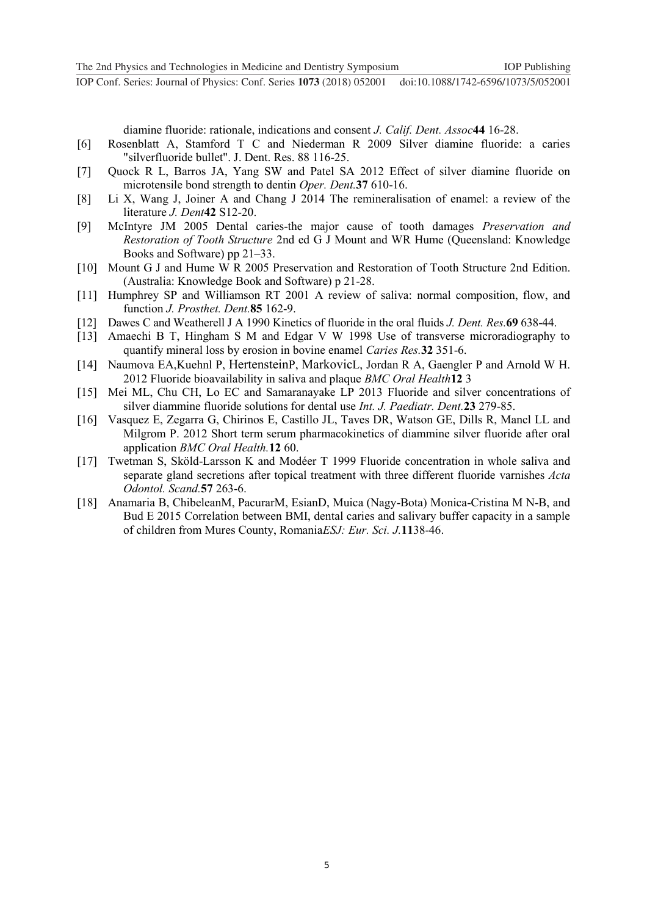diamine fluoride: rationale, indications and consent *J. Calif. Dent. Assoc* **44** 16-28.

[6] Rosenblatt A, Stamford T C and Niederman R 2009 Silver diamine fluoride: a caries "silverfluoride bullet". J. Dent. Res. 88 116-25.

[7] Quock R L, Barros JA, Yang SW and Patel SA 2012 Effect of silver diamine fluoride on microtensile bond strength to dentin *Oper. Dent.* **37** 610-16.

[8] Li X, Wang J, Joiner A and Chang J 2014 The remineralisation of enamel: a review of the literature *J. Dent* **42** S12-20.

[9] McIntyre JM 2005 Dental caries-the major cause of tooth damages *Preservation and Restoration of Tooth Structure* 2nd ed G J Mount and WR Hume (Queensland: Knowledge Books and Software) pp 21–33.

[10] Mount G J and Hume W R 2005 Preservation and Restoration of Tooth Structure 2nd Edition. (Australia: Knowledge Book and Software) p 21-28.

[11] Humphrey SP and Williamson RT 2001 A review of saliva: normal composition, flow, and function *J. Prosthet. Dent.* **85** 162-9.

[12] Dawes C and Weatherell J A 1990 Kinetics of fluoride in the oral fluids *J. Dent. Res.* **69** 638-44.

[13] Amaechi B T, Hingham S M and Edgar V W 1998 Use of transverse microradiography to quantify mineral loss by erosion in bovine enamel *Caries Res.* **32** 351-6.

[14] Naumova EA,Kuehnl P, HertensteinP, MarkovicL, Jordan R A, Gaengler P and Arnold W H. 2012 Fluoride bioavailability in saliva and plaque *BMC Oral Health* **12** 3

[15] Mei ML, Chu CH, Lo EC and Samaranayake LP 2013 Fluoride and silver concentrations of silver diammine fluoride solutions for dental use *Int. J. Paediatr. Dent.* **23** 279-85.

[16] Vasquez E, Zegarra G, Chirinos E, Castillo JL, Taves DR, Watson GE, Dills R, Mancl LL and Milgrom P. 2012 Short term serum pharmacokinetics of diammine silver fluoride after oral application *BMC Oral Health.* **12** 60.

[17] Twetman S, Sköld-Larsson K and Modéer T 1999 Fluoride concentration in whole saliva and separate gland secretions after topical treatment with three different fluoride varnishes *Acta Odontol. Scand.* **57** 263-6.

[18] Anamaria B, ChibeleanM, PacurarM, EsianD, Muica (Nagy-Bota) Monica-Cristina M N-B, and Bud E 2015 Correlation between BMI, dental caries and salivary buffer capacity in a sample of children from Mures County, Romania *ESJ: Eur. Sci. J.* **11** 38-46.